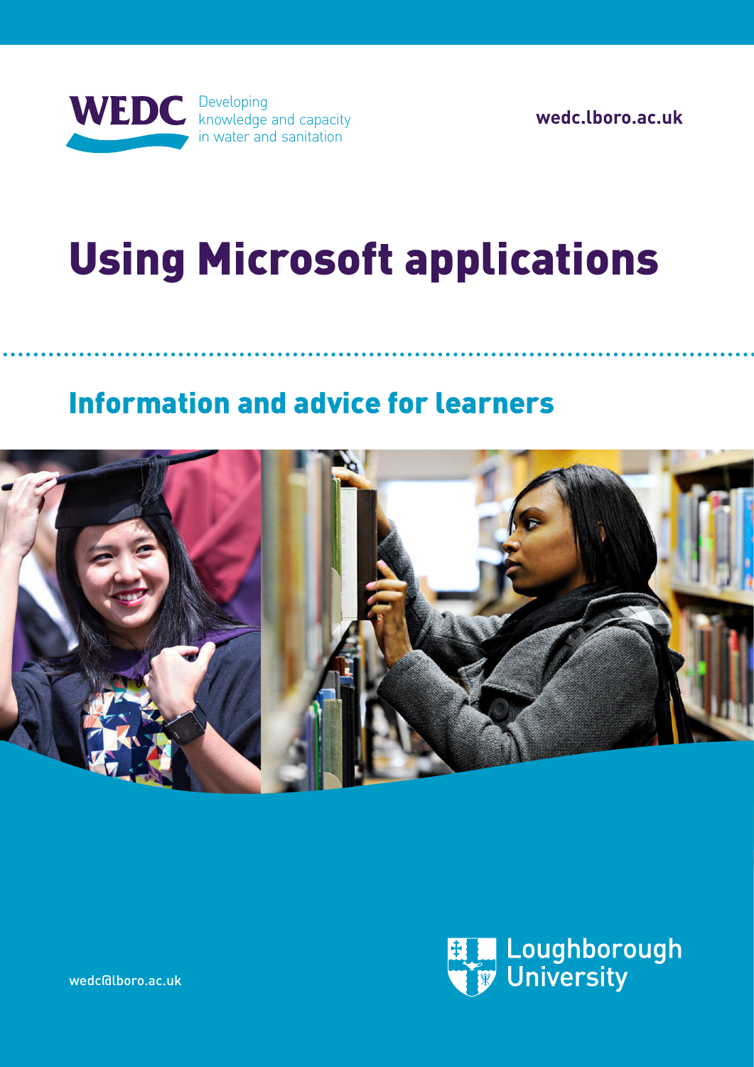**WEDC** Developing knowledge and capacity in water and sanitation

**wedc.lboro.ac.uk**

# Using Microsoft applications

## Information and advice for learners

wedc@lboro.ac.uk

Loughborough University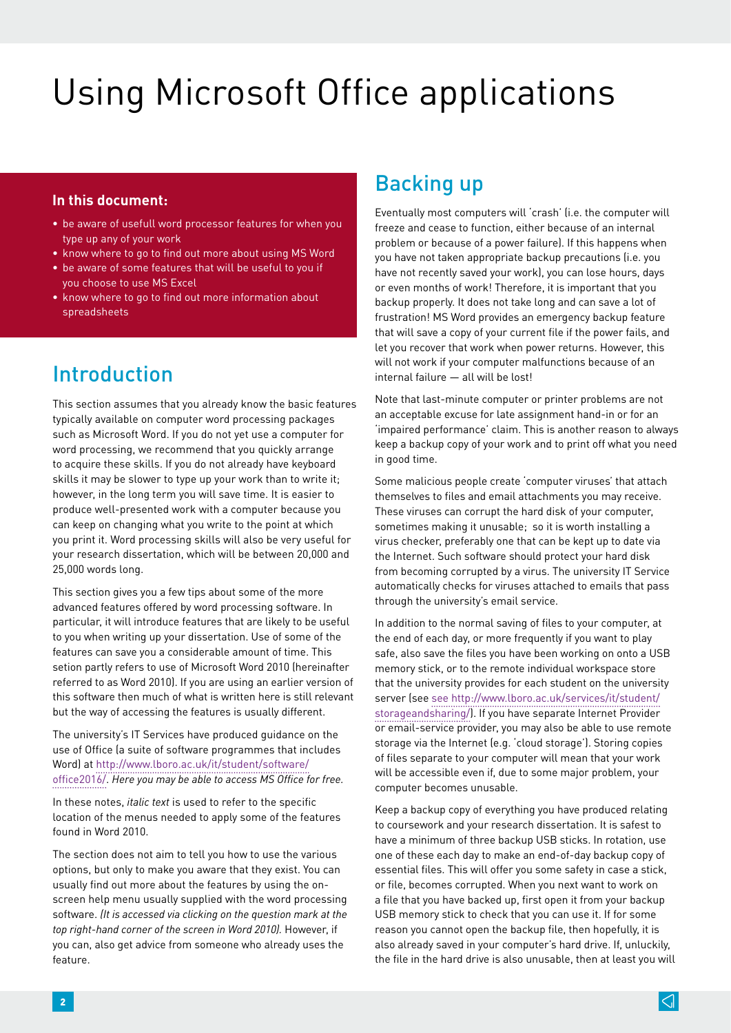# Using Microsoft Office applications

**In this document:**

- be aware of usefull word processor features for when you type up any of your work
- know where to go to find out more about using MS Word
- be aware of some features that will be useful to you if you choose to use MS Excel
- know where to go to find out more information about spreadsheets

## Introduction

This section assumes that you already know the basic features typically available on computer word processing packages such as Microsoft Word. If you do not yet use a computer for word processing, we recommend that you quickly arrange to acquire these skills. If you do not already have keyboard skills it may be slower to type up your work than to write it; however, in the long term you will save time. It is easier to produce well-presented work with a computer because you can keep on changing what you write to the point at which you print it. Word processing skills will also be very useful for your research dissertation, which will be between 20,000 and 25,000 words long.

This section gives you a few tips about some of the more advanced features offered by word processing software. In particular, it will introduce features that are likely to be useful to you when writing up your dissertation. Use of some of the features can save you a considerable amount of time. This setion partly refers to use of Microsoft Word 2010 (hereinafter referred to as Word 2010). If you are using an earlier version of this software then much of what is written here is still relevant but the way of accessing the features is usually different.

The university's IT Services have produced guidance on the use of Office (a suite of software programmes that includes Word) at http://www.lboro.ac.uk/it/student/software/office2016/. *Here you may be able to access MS Office for free.*

In these notes, *italic text* is used to refer to the specific location of the menus needed to apply some of the features found in Word 2010.

The section does not aim to tell you how to use the various options, but only to make you aware that they exist. You can usually find out more about the features by using the on-screen help menu usually supplied with the word processing software. *(It is accessed via clicking on the question mark at the top right-hand corner of the screen in Word 2010).* However, if you can, also get advice from someone who already uses the feature.

## Backing up

Eventually most computers will 'crash' (i.e. the computer will freeze and cease to function, either because of an internal problem or because of a power failure). If this happens when you have not taken appropriate backup precautions (i.e. you have not recently saved your work), you can lose hours, days or even months of work! Therefore, it is important that you backup properly. It does not take long and can save a lot of frustration! MS Word provides an emergency backup feature that will save a copy of your current file if the power fails, and let you recover that work when power returns. However, this will not work if your computer malfunctions because of an internal failure — all will be lost!

Note that last-minute computer or printer problems are not an acceptable excuse for late assignment hand-in or for an 'impaired performance' claim. This is another reason to always keep a backup copy of your work and to print off what you need in good time.

Some malicious people create 'computer viruses' that attach themselves to files and email attachments you may receive. These viruses can corrupt the hard disk of your computer, sometimes making it unusable; so it is worth installing a virus checker, preferably one that can be kept up to date via the Internet. Such software should protect your hard disk from becoming corrupted by a virus. The university IT Service automatically checks for viruses attached to emails that pass through the university's email service.

In addition to the normal saving of files to your computer, at the end of each day, or more frequently if you want to play safe, also save the files you have been working on onto a USB memory stick, or to the remote individual workspace store that the university provides for each student on the university server (see see http://www.lboro.ac.uk/services/it/student/storageandsharing/). If you have separate Internet Provider or email-service provider, you may also be able to use remote storage via the Internet (e.g. 'cloud storage'). Storing copies of files separate to your computer will mean that your work will be accessible even if, due to some major problem, your computer becomes unusable.

Keep a backup copy of everything you have produced relating to coursework and your research dissertation. It is safest to have a minimum of three backup USB sticks. In rotation, use one of these each day to make an end-of-day backup copy of essential files. This will offer you some safety in case a stick, or file, becomes corrupted. When you next want to work on a file that you have backed up, first open it from your backup USB memory stick to check that you can use it. If for some reason you cannot open the backup file, then hopefully, it is also already saved in your computer's hard drive. If, unluckily, the file in the hard drive is also unusable, then at least you will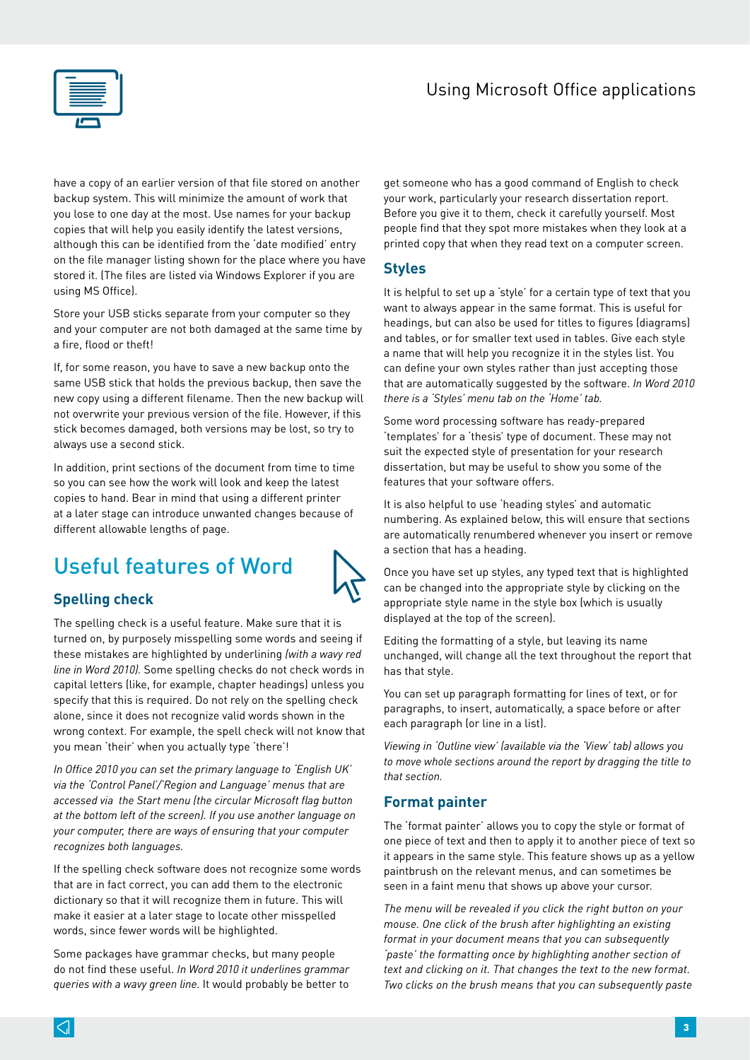have a copy of an earlier version of that file stored on another backup system. This will minimize the amount of work that you lose to one day at the most. Use names for your backup copies that will help you easily identify the latest versions, although this can be identified from the 'date modified' entry on the file manager listing shown for the place where you have stored it. (The files are listed via Windows Explorer if you are using MS Office).

Store your USB sticks separate from your computer so they and your computer are not both damaged at the same time by a fire, flood or theft!

If, for some reason, you have to save a new backup onto the same USB stick that holds the previous backup, then save the new copy using a different filename. Then the new backup will not overwrite your previous version of the file. However, if this stick becomes damaged, both versions may be lost, so try to always use a second stick.

In addition, print sections of the document from time to time so you can see how the work will look and keep the latest copies to hand. Bear in mind that using a different printer at a later stage can introduce unwanted changes because of different allowable lengths of page.

# Useful features of Word

## Spelling check

The spelling check is a useful feature. Make sure that it is turned on, by purposely misspelling some words and seeing if these mistakes are highlighted by underlining *(with a wavy red line in Word 2010)*. Some spelling checks do not check words in capital letters (like, for example, chapter headings) unless you specify that this is required. Do not rely on the spelling check alone, since it does not recognize valid words shown in the wrong context. For example, the spell check will not know that you mean 'their' when you actually type 'there'!

*In Office 2010 you can set the primary language to 'English UK' via the 'Control Panel'/'Region and Language' menus that are accessed via the Start menu (the circular Microsoft flag button at the bottom left of the screen). If you use another language on your computer, there are ways of ensuring that your computer recognizes both languages.*

If the spelling check software does not recognize some words that are in fact correct, you can add them to the electronic dictionary so that it will recognize them in future. This will make it easier at a later stage to locate other misspelled words, since fewer words will be highlighted.

Some packages have grammar checks, but many people do not find these useful. *In Word 2010 it underlines grammar queries with a wavy green line.* It would probably be better to get someone who has a good command of English to check your work, particularly your research dissertation report. Before you give it to them, check it carefully yourself. Most people find that they spot more mistakes when they look at a printed copy that when they read text on a computer screen.

## Styles

It is helpful to set up a 'style' for a certain type of text that you want to always appear in the same format. This is useful for headings, but can also be used for titles to figures (diagrams) and tables, or for smaller text used in tables. Give each style a name that will help you recognize it in the styles list. You can define your own styles rather than just accepting those that are automatically suggested by the software. *In Word 2010 there is a 'Styles' menu tab on the 'Home' tab.*

Some word processing software has ready-prepared 'templates' for a 'thesis' type of document. These may not suit the expected style of presentation for your research dissertation, but may be useful to show you some of the features that your software offers.

It is also helpful to use 'heading styles' and automatic numbering. As explained below, this will ensure that sections are automatically renumbered whenever you insert or remove a section that has a heading.

Once you have set up styles, any typed text that is highlighted can be changed into the appropriate style by clicking on the appropriate style name in the style box (which is usually displayed at the top of the screen).

Editing the formatting of a style, but leaving its name unchanged, will change all the text throughout the report that has that style.

You can set up paragraph formatting for lines of text, or for paragraphs, to insert, automatically, a space before or after each paragraph (or line in a list).

*Viewing in 'Outline view' (available via the 'View' tab) allows you to move whole sections around the report by dragging the title to that section.*

## Format painter

The 'format painter' allows you to copy the style or format of one piece of text and then to apply it to another piece of text so it appears in the same style. This feature shows up as a yellow paintbrush on the relevant menus, and can sometimes be seen in a faint menu that shows up above your cursor.

*The menu will be revealed if you click the right button on your mouse. One click of the brush after highlighting an existing format in your document means that you can subsequently 'paste' the formatting once by highlighting another section of text and clicking on it. That changes the text to the new format. Two clicks on the brush means that you can subsequently paste*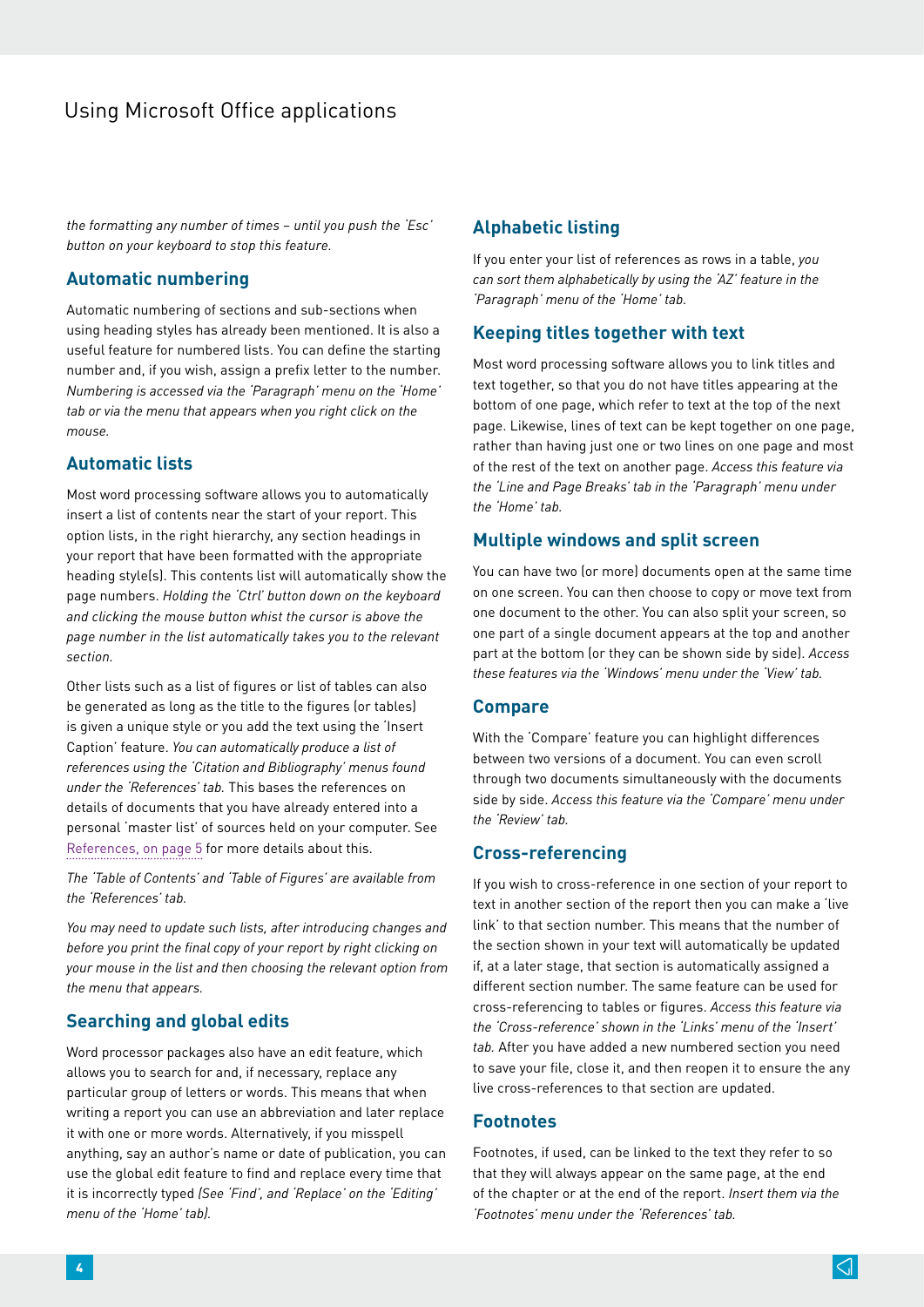*the formatting any number of times – until you push the 'Esc' button on your keyboard to stop this feature.*

### Automatic numbering

Automatic numbering of sections and sub-sections when using heading styles has already been mentioned. It is also a useful feature for numbered lists. You can define the starting number and, if you wish, assign a prefix letter to the number. *Numbering is accessed via the 'Paragraph' menu on the 'Home' tab or via the menu that appears when you right click on the mouse.*

### Automatic lists

Most word processing software allows you to automatically insert a list of contents near the start of your report. This option lists, in the right hierarchy, any section headings in your report that have been formatted with the appropriate heading style(s). This contents list will automatically show the page numbers. *Holding the 'Ctrl' button down on the keyboard and clicking the mouse button whist the cursor is above the page number in the list automatically takes you to the relevant section.*

Other lists such as a list of figures or list of tables can also be generated as long as the title to the figures (or tables) is given a unique style or you add the text using the 'Insert Caption' feature. *You can automatically produce a list of references using the 'Citation and Bibliography' menus found under the 'References' tab.* This bases the references on details of documents that you have already entered into a personal 'master list' of sources held on your computer. See References, on page 5 for more details about this.

*The 'Table of Contents' and 'Table of Figures' are available from the 'References' tab.*

*You may need to update such lists, after introducing changes and before you print the final copy of your report by right clicking on your mouse in the list and then choosing the relevant option from the menu that appears.*

### Searching and global edits

Word processor packages also have an edit feature, which allows you to search for and, if necessary, replace any particular group of letters or words. This means that when writing a report you can use an abbreviation and later replace it with one or more words. Alternatively, if you misspell anything, say an author's name or date of publication, you can use the global edit feature to find and replace every time that it is incorrectly typed *(See 'Find', and 'Replace' on the 'Editing' menu of the 'Home' tab).*

### Alphabetic listing

If you enter your list of references as rows in a table, *you can sort them alphabetically by using the 'AZ' feature in the 'Paragraph' menu of the 'Home' tab.*

### Keeping titles together with text

Most word processing software allows you to link titles and text together, so that you do not have titles appearing at the bottom of one page, which refer to text at the top of the next page. Likewise, lines of text can be kept together on one page, rather than having just one or two lines on one page and most of the rest of the text on another page. *Access this feature via the 'Line and Page Breaks' tab in the 'Paragraph' menu under the 'Home' tab.*

### Multiple windows and split screen

You can have two (or more) documents open at the same time on one screen. You can then choose to copy or move text from one document to the other. You can also split your screen, so one part of a single document appears at the top and another part at the bottom (or they can be shown side by side). *Access these features via the 'Windows' menu under the 'View' tab.*

### Compare

With the 'Compare' feature you can highlight differences between two versions of a document. You can even scroll through two documents simultaneously with the documents side by side. *Access this feature via the 'Compare' menu under the 'Review' tab.*

### Cross-referencing

If you wish to cross-reference in one section of your report to text in another section of the report then you can make a 'live link' to that section number. This means that the number of the section shown in your text will automatically be updated if, at a later stage, that section is automatically assigned a different section number. The same feature can be used for cross-referencing to tables or figures. *Access this feature via the 'Cross-reference' shown in the 'Links' menu of the 'Insert' tab.* After you have added a new numbered section you need to save your file, close it, and then reopen it to ensure the any live cross-references to that section are updated.

### Footnotes

Footnotes, if used, can be linked to the text they refer to so that they will always appear on the same page, at the end of the chapter or at the end of the report. *Insert them via the 'Footnotes' menu under the 'References' tab.*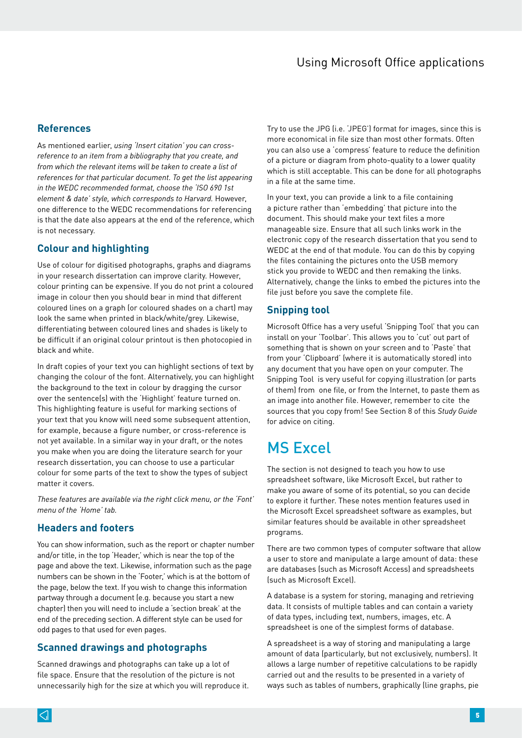## References

As mentioned earlier, *using 'Insert citation' you can cross-reference to an item from a bibliography that you create, and from which the relevant items will be taken to create a list of references for that particular document. To get the list appearing in the WEDC recommended format, choose the 'ISO 690 1st element & date' style, which corresponds to Harvard.* However, one difference to the WEDC recommendations for referencing is that the date also appears at the end of the reference, which is not necessary.

## Colour and highlighting

Use of colour for digitised photographs, graphs and diagrams in your research dissertation can improve clarity. However, colour printing can be expensive. If you do not print a coloured image in colour then you should bear in mind that different coloured lines on a graph (or coloured shades on a chart) may look the same when printed in black/white/grey. Likewise, differentiating between coloured lines and shades is likely to be difficult if an original colour printout is then photocopied in black and white.

In draft copies of your text you can highlight sections of text by changing the colour of the font. Alternatively, you can highlight the background to the text in colour by dragging the cursor over the sentence(s) with the 'Highlight' feature turned on. This highlighting feature is useful for marking sections of your text that you know will need some subsequent attention, for example, because a figure number, or cross-reference is not yet available. In a similar way in your draft, or the notes you make when you are doing the literature search for your research dissertation, you can choose to use a particular colour for some parts of the text to show the types of subject matter it covers.

*These features are available via the right click menu, or the 'Font' menu of the 'Home' tab.*

## Headers and footers

You can show information, such as the report or chapter number and/or title, in the top 'Header,' which is near the top of the page and above the text. Likewise, information such as the page numbers can be shown in the 'Footer,' which is at the bottom of the page, below the text. If you wish to change this information partway through a document (e.g. because you start a new chapter) then you will need to include a 'section break' at the end of the preceding section. A different style can be used for odd pages to that used for even pages.

## Scanned drawings and photographs

Scanned drawings and photographs can take up a lot of file space. Ensure that the resolution of the picture is not unnecessarily high for the size at which you will reproduce it. Try to use the JPG (i.e. 'JPEG') format for images, since this is more economical in file size than most other formats. Often you can also use a 'compress' feature to reduce the definition of a picture or diagram from photo-quality to a lower quality which is still acceptable. This can be done for all photographs in a file at the same time.

In your text, you can provide a link to a file containing a picture rather than 'embedding' that picture into the document. This should make your text files a more manageable size. Ensure that all such links work in the electronic copy of the research dissertation that you send to WEDC at the end of that module. You can do this by copying the files containing the pictures onto the USB memory stick you provide to WEDC and then remaking the links. Alternatively, change the links to embed the pictures into the file just before you save the complete file.

## Snipping tool

Microsoft Office has a very useful 'Snipping Tool' that you can install on your 'Toolbar'. This allows you to 'cut' out part of something that is shown on your screen and to 'Paste' that from your 'Clipboard' (where it is automatically stored) into any document that you have open on your computer. The Snipping Tool is very useful for copying illustration (or parts of them) from one file, or from the Internet, to paste them as an image into another file. However, remember to cite the sources that you copy from! See Section 8 of this *Study Guide* for advice on citing.

# MS Excel

The section is not designed to teach you how to use spreadsheet software, like Microsoft Excel, but rather to make you aware of some of its potential, so you can decide to explore it further. These notes mention features used in the Microsoft Excel spreadsheet software as examples, but similar features should be available in other spreadsheet programs.

There are two common types of computer software that allow a user to store and manipulate a large amount of data: these are databases (such as Microsoft Access) and spreadsheets (such as Microsoft Excel).

A database is a system for storing, managing and retrieving data. It consists of multiple tables and can contain a variety of data types, including text, numbers, images, etc. A spreadsheet is one of the simplest forms of database.

A spreadsheet is a way of storing and manipulating a large amount of data (particularly, but not exclusively, numbers). It allows a large number of repetitive calculations to be rapidly carried out and the results to be presented in a variety of ways such as tables of numbers, graphically (line graphs, pie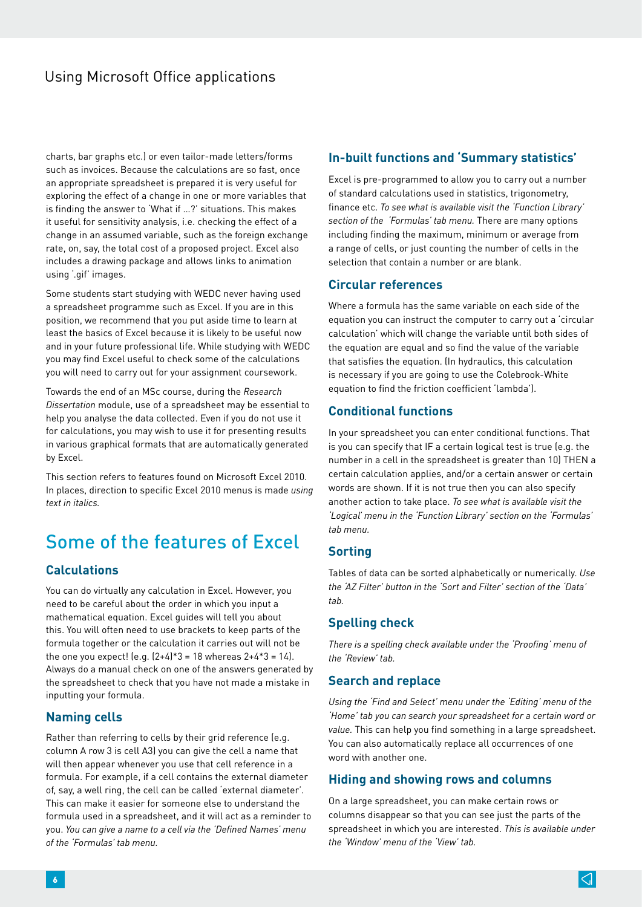charts, bar graphs etc.) or even tailor-made letters/forms such as invoices. Because the calculations are so fast, once an appropriate spreadsheet is prepared it is very useful for exploring the effect of a change in one or more variables that is finding the answer to 'What if ...?' situations. This makes it useful for sensitivity analysis, i.e. checking the effect of a change in an assumed variable, such as the foreign exchange rate, on, say, the total cost of a proposed project. Excel also includes a drawing package and allows links to animation using '.gif' images.

Some students start studying with WEDC never having used a spreadsheet programme such as Excel. If you are in this position, we recommend that you put aside time to learn at least the basics of Excel because it is likely to be useful now and in your future professional life. While studying with WEDC you may find Excel useful to check some of the calculations you will need to carry out for your assignment coursework.

Towards the end of an MSc course, during the *Research Dissertation* module, use of a spreadsheet may be essential to help you analyse the data collected. Even if you do not use it for calculations, you may wish to use it for presenting results in various graphical formats that are automatically generated by Excel.

This section refers to features found on Microsoft Excel 2010. In places, direction to specific Excel 2010 menus is made *using text in italics.*

# Some of the features of Excel

### Calculations

You can do virtually any calculation in Excel. However, you need to be careful about the order in which you input a mathematical equation. Excel guides will tell you about this. You will often need to use brackets to keep parts of the formula together or the calculation it carries out will not be the one you expect! (e.g. $(2+4)*3 = 18$ whereas $2+4*3 = 14$). Always do a manual check on one of the answers generated by the spreadsheet to check that you have not made a mistake in inputting your formula.

### Naming cells

Rather than referring to cells by their grid reference (e.g. column A row 3 is cell A3) you can give the cell a name that will then appear whenever you use that cell reference in a formula. For example, if a cell contains the external diameter of, say, a well ring, the cell can be called 'external diameter'. This can make it easier for someone else to understand the formula used in a spreadsheet, and it will act as a reminder to you. *You can give a name to a cell via the 'Defined Names' menu of the 'Formulas' tab menu.*

### In-built functions and 'Summary statistics'

Excel is pre-programmed to allow you to carry out a number of standard calculations used in statistics, trigonometry, finance etc. *To see what is available visit the 'Function Library' section of the 'Formulas' tab menu.* There are many options including finding the maximum, minimum or average from a range of cells, or just counting the number of cells in the selection that contain a number or are blank.

### Circular references

Where a formula has the same variable on each side of the equation you can instruct the computer to carry out a 'circular calculation' which will change the variable until both sides of the equation are equal and so find the value of the variable that satisfies the equation. (In hydraulics, this calculation is necessary if you are going to use the Colebrook-White equation to find the friction coefficient 'lambda').

### Conditional functions

In your spreadsheet you can enter conditional functions. That is you can specify that IF a certain logical test is true (e.g. the number in a cell in the spreadsheet is greater than 10) THEN a certain calculation applies, and/or a certain answer or certain words are shown. If it is not true then you can also specify another action to take place. *To see what is available visit the 'Logical' menu in the 'Function Library' section on the 'Formulas' tab menu.*

### Sorting

Tables of data can be sorted alphabetically or numerically. *Use the 'AZ Filter' button in the 'Sort and Filter' section of the 'Data' tab.*

### Spelling check

*There is a spelling check available under the 'Proofing' menu of the 'Review' tab.*

### Search and replace

*Using the 'Find and Select' menu under the 'Editing' menu of the 'Home' tab you can search your spreadsheet for a certain word or value.* This can help you find something in a large spreadsheet. You can also automatically replace all occurrences of one word with another one.

### Hiding and showing rows and columns

On a large spreadsheet, you can make certain rows or columns disappear so that you can see just the parts of the spreadsheet in which you are interested. *This is available under the 'Window' menu of the 'View' tab.*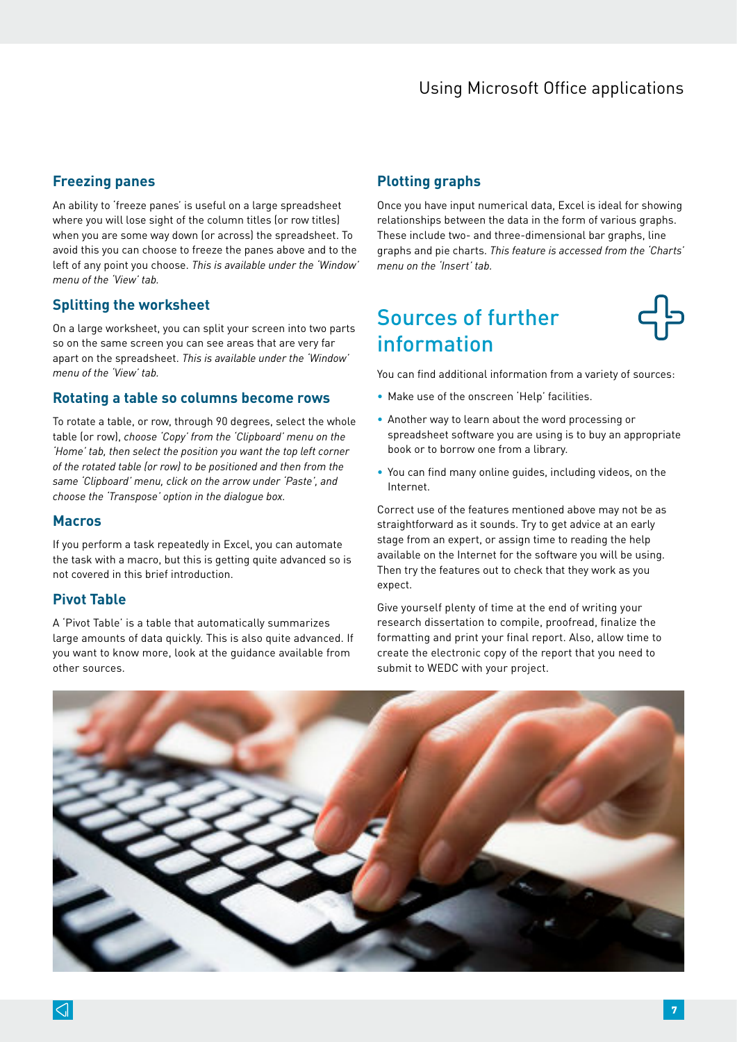### Freezing panes

An ability to 'freeze panes' is useful on a large spreadsheet where you will lose sight of the column titles (or row titles) when you are some way down (or across) the spreadsheet. To avoid this you can choose to freeze the panes above and to the left of any point you choose. *This is available under the 'Window' menu of the 'View' tab.*

### Splitting the worksheet

On a large worksheet, you can split your screen into two parts so on the same screen you can see areas that are very far apart on the spreadsheet. *This is available under the 'Window' menu of the 'View' tab.*

### Rotating a table so columns become rows

To rotate a table, or row, through 90 degrees, select the whole table (or row), *choose 'Copy' from the 'Clipboard' menu on the 'Home' tab, then select the position you want the top left corner of the rotated table (or row) to be positioned and then from the same 'Clipboard' menu, click on the arrow under 'Paste', and choose the 'Transpose' option in the dialogue box.*

### Macros

If you perform a task repeatedly in Excel, you can automate the task with a macro, but this is getting quite advanced so is not covered in this brief introduction.

### Pivot Table

A 'Pivot Table' is a table that automatically summarizes large amounts of data quickly. This is also quite advanced. If you want to know more, look at the guidance available from other sources.

### Plotting graphs

Once you have input numerical data, Excel is ideal for showing relationships between the data in the form of various graphs. These include two- and three-dimensional bar graphs, line graphs and pie charts. *This feature is accessed from the 'Charts' menu on the 'Insert' tab.*

## Sources of further information

You can find additional information from a variety of sources:

- Make use of the onscreen 'Help' facilities.
- Another way to learn about the word processing or spreadsheet software you are using is to buy an appropriate book or to borrow one from a library.
- You can find many online guides, including videos, on the Internet.

Correct use of the features mentioned above may not be as straightforward as it sounds. Try to get advice at an early stage from an expert, or assign time to reading the help available on the Internet for the software you will be using. Then try the features out to check that they work as you expect.

Give yourself plenty of time at the end of writing your research dissertation to compile, proofread, finalize the formatting and print your final report. Also, allow time to create the electronic copy of the report that you need to submit to WEDC with your project.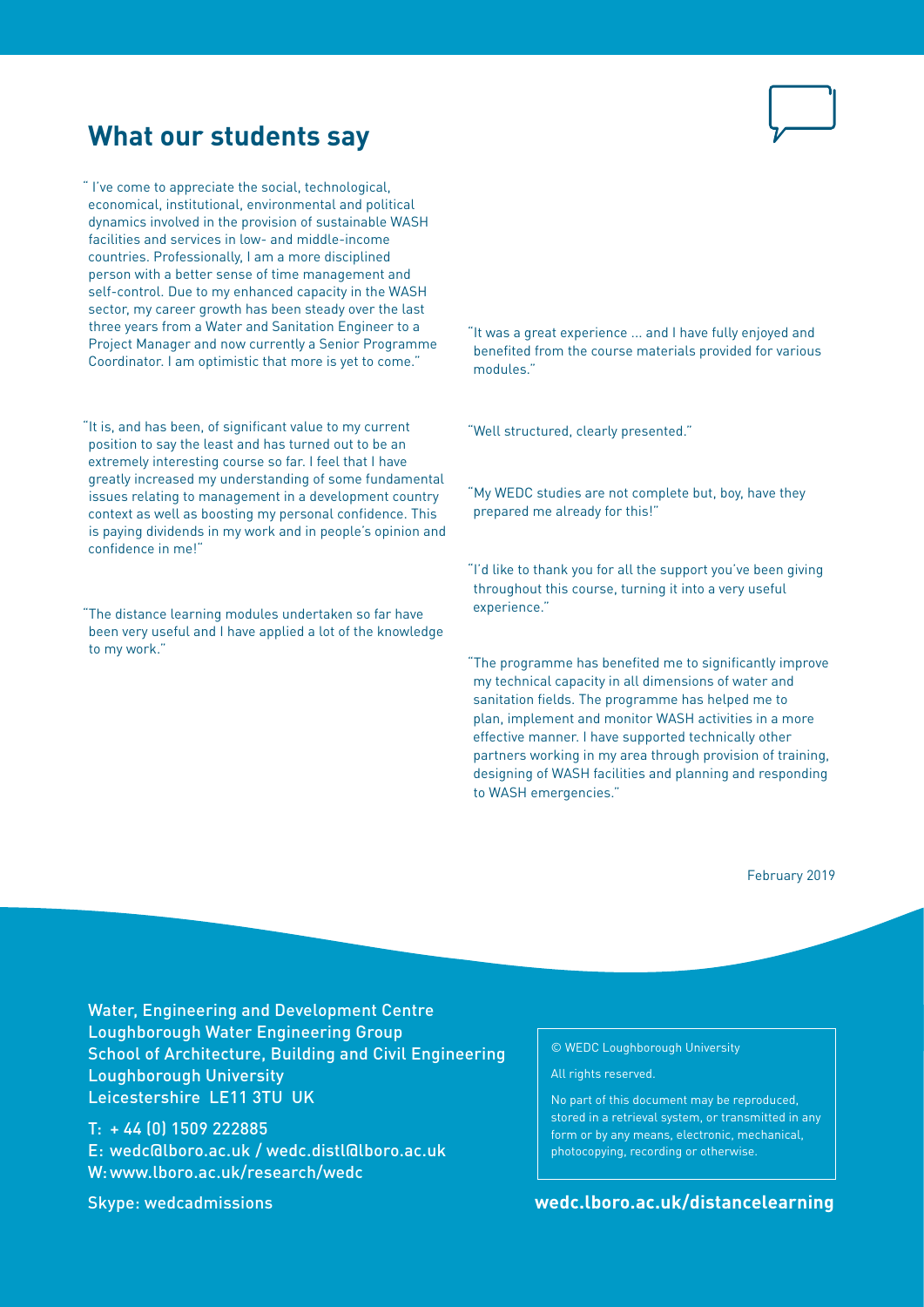## What our students say

"I've come to appreciate the social, technological, economical, institutional, environmental and political dynamics involved in the provision of sustainable WASH facilities and services in low- and middle-income countries. Professionally, I am a more disciplined person with a better sense of time management and self-control. Due to my enhanced capacity in the WASH sector, my career growth has been steady over the last three years from a Water and Sanitation Engineer to a Project Manager and now currently a Senior Programme Coordinator. I am optimistic that more is yet to come."

"It is, and has been, of significant value to my current position to say the least and has turned out to be an extremely interesting course so far. I feel that I have greatly increased my understanding of some fundamental issues relating to management in a development country context as well as boosting my personal confidence. This is paying dividends in my work and in people's opinion and confidence in me!"

"The distance learning modules undertaken so far have been very useful and I have applied a lot of the knowledge to my work."

"It was a great experience … and I have fully enjoyed and benefited from the course materials provided for various modules."

"Well structured, clearly presented."

"My WEDC studies are not complete but, boy, have they prepared me already for this!"

"I'd like to thank you for all the support you've been giving throughout this course, turning it into a very useful experience."

"The programme has benefited me to significantly improve my technical capacity in all dimensions of water and sanitation fields. The programme has helped me to plan, implement and monitor WASH activities in a more effective manner. I have supported technically other partners working in my area through provision of training, designing of WASH facilities and planning and responding to WASH emergencies."

February 2019

Water, Engineering and Development Centre
Loughborough Water Engineering Group
School of Architecture, Building and Civil Engineering
Loughborough University
Leicestershire LE11 3TU UK

T: + 44 (0) 1509 222885
E: wedc@lboro.ac.uk / wedc.distl@lboro.ac.uk
W: www.lboro.ac.uk/research/wedc

Skype: wedcadmissions

© WEDC Loughborough University

All rights reserved.

No part of this document may be reproduced, stored in a retrieval system, or transmitted in any form or by any means, electronic, mechanical, photocopying, recording or otherwise.

**wedc.lboro.ac.uk/distancelearning**